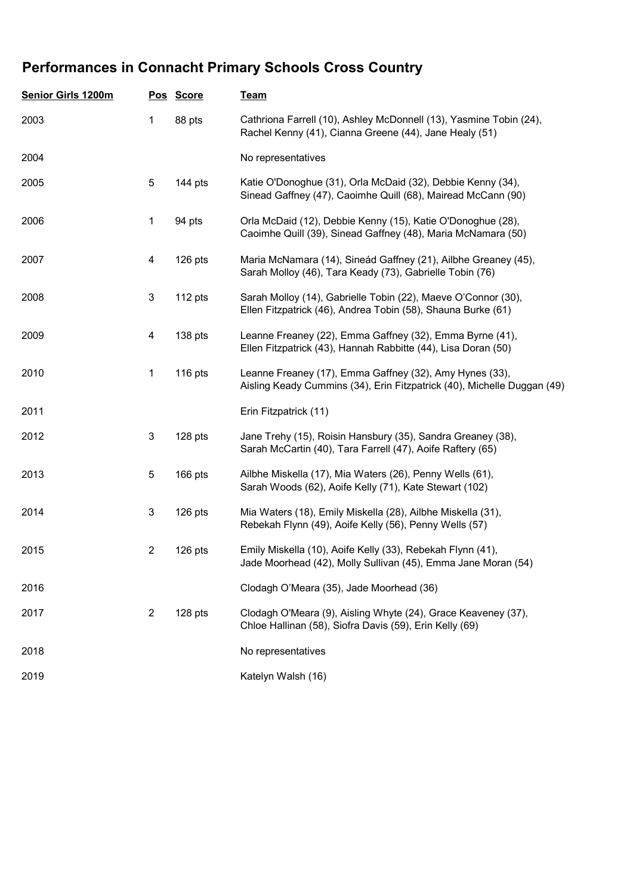## Performances in Connacht Primary Schools Cross Country

| Senior Girls 1200m | Pos | Score | Team |
|---|---|---|---|
| 2003 | 1 | 88 pts | Cathriona Farrell (10), Ashley McDonnell (13), Yasmine Tobin (24), Rachel Kenny (41), Cianna Greene (44), Jane Healy (51) |
| 2004 | | | No representatives |
| 2005 | 5 | 144 pts | Katie O'Donoghue (31), Orla McDaid (32), Debbie Kenny (34), Sinead Gaffney (47), Caoimhe Quill (68), Mairead McCann (90) |
| 2006 | 1 | 94 pts | Orla McDaid (12), Debbie Kenny (15), Katie O'Donoghue (28), Caoimhe Quill (39), Sinead Gaffney (48), Maria McNamara (50) |
| 2007 | 4 | 126 pts | Maria McNamara (14), Sineád Gaffney (21), Ailbhe Greaney (45), Sarah Molloy (46), Tara Keady (73), Gabrielle Tobin (76) |
| 2008 | 3 | 112 pts | Sarah Molloy (14), Gabrielle Tobin (22), Maeve O'Connor (30), Ellen Fitzpatrick (46), Andrea Tobin (58), Shauna Burke (61) |
| 2009 | 4 | 138 pts | Leanne Freaney (22), Emma Gaffney (32), Emma Byrne (41), Ellen Fitzpatrick (43), Hannah Rabbitte (44), Lisa Doran (50) |
| 2010 | 1 | 116 pts | Leanne Freaney (17), Emma Gaffney (32), Amy Hynes (33), Aisling Keady Cummins (34), Erin Fitzpatrick (40), Michelle Duggan (49) |
| 2011 | | | Erin Fitzpatrick (11) |
| 2012 | 3 | 128 pts | Jane Trehy (15), Roisin Hansbury (35), Sandra Greaney (38), Sarah McCartin (40), Tara Farrell (47), Aoife Raftery (65) |
| 2013 | 5 | 166 pts | Ailbhe Miskella (17), Mia Waters (26), Penny Wells (61), Sarah Woods (62), Aoife Kelly (71), Kate Stewart (102) |
| 2014 | 3 | 126 pts | Mia Waters (18), Emily Miskella (28), Ailbhe Miskella (31), Rebekah Flynn (49), Aoife Kelly (56), Penny Wells (57) |
| 2015 | 2 | 126 pts | Emily Miskella (10), Aoife Kelly (33), Rebekah Flynn (41), Jade Moorhead (42), Molly Sullivan (45), Emma Jane Moran (54) |
| 2016 | | | Clodagh O'Meara (35), Jade Moorhead (36) |
| 2017 | 2 | 128 pts | Clodagh O'Meara (9), Aisling Whyte (24), Grace Keaveney (37), Chloe Hallinan (58), Siofra Davis (59), Erin Kelly (69) |
| 2018 | | | No representatives |
| 2019 | | | Katelyn Walsh (16) |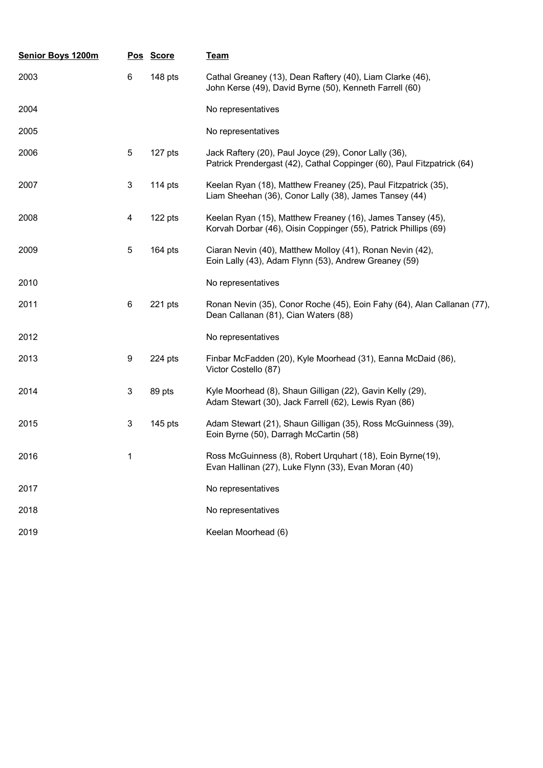| Senior Boys 1200m | Pos | Score | Team |
|---|---|---|---|
| 2003 | 6 | 148 pts | Cathal Greaney (13), Dean Raftery (40), Liam Clarke (46), John Kerse (49), David Byrne (50), Kenneth Farrell (60) |
| 2004 | | | No representatives |
| 2005 | | | No representatives |
| 2006 | 5 | 127 pts | Jack Raftery (20), Paul Joyce (29), Conor Lally (36), Patrick Prendergast (42), Cathal Coppinger (60), Paul Fitzpatrick (64) |
| 2007 | 3 | 114 pts | Keelan Ryan (18), Matthew Freaney (25), Paul Fitzpatrick (35), Liam Sheehan (36), Conor Lally (38), James Tansey (44) |
| 2008 | 4 | 122 pts | Keelan Ryan (15), Matthew Freaney (16), James Tansey (45), Korvah Dorbar (46), Oisin Coppinger (55), Patrick Phillips (69) |
| 2009 | 5 | 164 pts | Ciaran Nevin (40), Matthew Molloy (41), Ronan Nevin (42), Eoin Lally (43), Adam Flynn (53), Andrew Greaney (59) |
| 2010 | | | No representatives |
| 2011 | 6 | 221 pts | Ronan Nevin (35), Conor Roche (45), Eoin Fahy (64), Alan Callanan (77), Dean Callanan (81), Cian Waters (88) |
| 2012 | | | No representatives |
| 2013 | 9 | 224 pts | Finbar McFadden (20), Kyle Moorhead (31), Eanna McDaid (86), Victor Costello (87) |
| 2014 | 3 | 89 pts | Kyle Moorhead (8), Shaun Gilligan (22), Gavin Kelly (29), Adam Stewart (30), Jack Farrell (62), Lewis Ryan (86) |
| 2015 | 3 | 145 pts | Adam Stewart (21), Shaun Gilligan (35), Ross McGuinness (39), Eoin Byrne (50), Darragh McCartin (58) |
| 2016 | 1 | | Ross McGuinness (8), Robert Urquhart (18), Eoin Byrne(19), Evan Hallinan (27), Luke Flynn (33), Evan Moran (40) |
| 2017 | | | No representatives |
| 2018 | | | No representatives |
| 2019 | | | Keelan Moorhead (6) |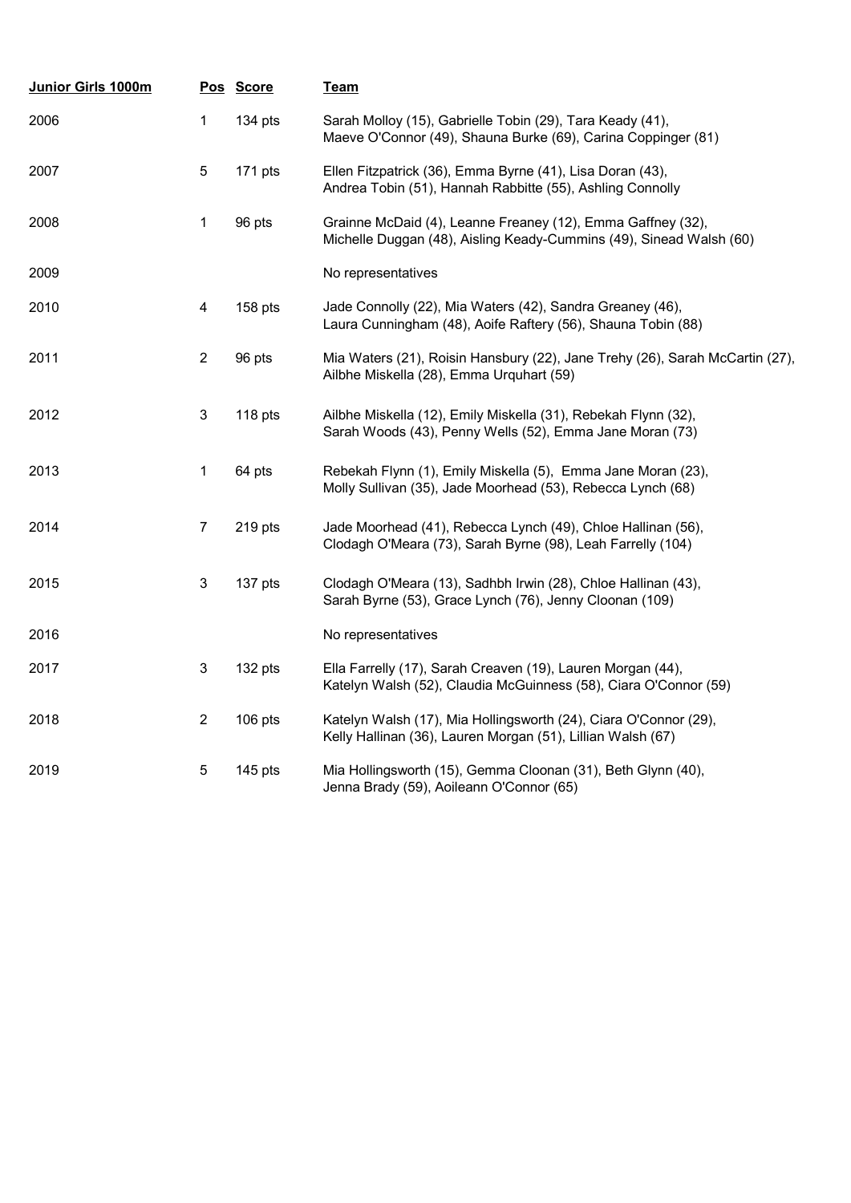| Junior Girls 1000m | Pos | Score | Team |
|---|---|---|---|
| 2006 | 1 | 134 pts | Sarah Molloy (15), Gabrielle Tobin (29), Tara Keady (41), Maeve O'Connor (49), Shauna Burke (69), Carina Coppinger (81) |
| 2007 | 5 | 171 pts | Ellen Fitzpatrick (36), Emma Byrne (41), Lisa Doran (43), Andrea Tobin (51), Hannah Rabbitte (55), Ashling Connolly |
| 2008 | 1 | 96 pts | Grainne McDaid (4), Leanne Freaney (12), Emma Gaffney (32), Michelle Duggan (48), Aisling Keady-Cummins (49), Sinead Walsh (60) |
| 2009 | | | No representatives |
| 2010 | 4 | 158 pts | Jade Connolly (22), Mia Waters (42), Sandra Greaney (46), Laura Cunningham (48), Aoife Raftery (56), Shauna Tobin (88) |
| 2011 | 2 | 96 pts | Mia Waters (21), Roisin Hansbury (22), Jane Trehy (26), Sarah McCartin (27), Ailbhe Miskella (28), Emma Urquhart (59) |
| 2012 | 3 | 118 pts | Ailbhe Miskella (12), Emily Miskella (31), Rebekah Flynn (32), Sarah Woods (43), Penny Wells (52), Emma Jane Moran (73) |
| 2013 | 1 | 64 pts | Rebekah Flynn (1), Emily Miskella (5), Emma Jane Moran (23), Molly Sullivan (35), Jade Moorhead (53), Rebecca Lynch (68) |
| 2014 | 7 | 219 pts | Jade Moorhead (41), Rebecca Lynch (49), Chloe Hallinan (56), Clodagh O'Meara (73), Sarah Byrne (98), Leah Farrelly (104) |
| 2015 | 3 | 137 pts | Clodagh O'Meara (13), Sadhbh Irwin (28), Chloe Hallinan (43), Sarah Byrne (53), Grace Lynch (76), Jenny Cloonan (109) |
| 2016 | | | No representatives |
| 2017 | 3 | 132 pts | Ella Farrelly (17), Sarah Creaven (19), Lauren Morgan (44), Katelyn Walsh (52), Claudia McGuinness (58), Ciara O'Connor (59) |
| 2018 | 2 | 106 pts | Katelyn Walsh (17), Mia Hollingsworth (24), Ciara O'Connor (29), Kelly Hallinan (36), Lauren Morgan (51), Lillian Walsh (67) |
| 2019 | 5 | 145 pts | Mia Hollingsworth (15), Gemma Cloonan (31), Beth Glynn (40), Jenna Brady (59), Aoileann O'Connor (65) |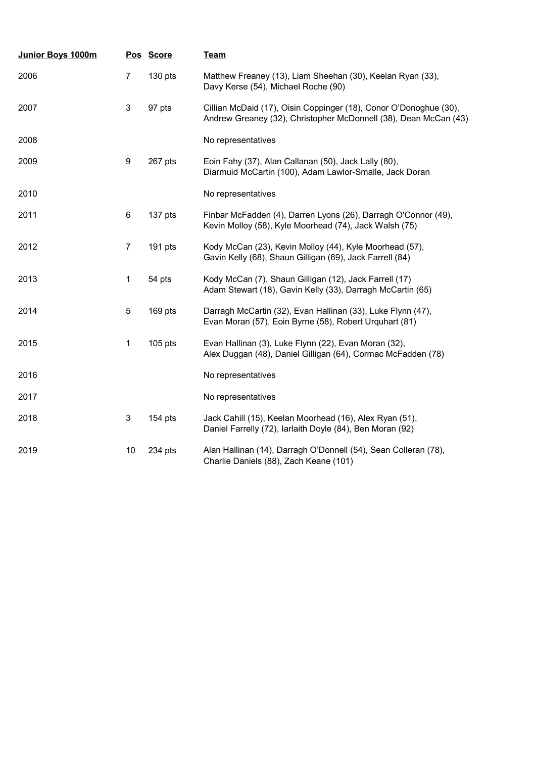| Junior Boys 1000m | Pos | Score | Team |
|---|---|---|---|
| 2006 | 7 | 130 pts | Matthew Freaney (13), Liam Sheehan (30), Keelan Ryan (33), Davy Kerse (54), Michael Roche (90) |
| 2007 | 3 | 97 pts | Cillian McDaid (17), Oisin Coppinger (18), Conor O'Donoghue (30), Andrew Greaney (32), Christopher McDonnell (38), Dean McCan (43) |
| 2008 | | | No representatives |
| 2009 | 9 | 267 pts | Eoin Fahy (37), Alan Callanan (50), Jack Lally (80), Diarmuid McCartin (100), Adam Lawlor-Smalle, Jack Doran |
| 2010 | | | No representatives |
| 2011 | 6 | 137 pts | Finbar McFadden (4), Darren Lyons (26), Darragh O'Connor (49), Kevin Molloy (58), Kyle Moorhead (74), Jack Walsh (75) |
| 2012 | 7 | 191 pts | Kody McCan (23), Kevin Molloy (44), Kyle Moorhead (57), Gavin Kelly (68), Shaun Gilligan (69), Jack Farrell (84) |
| 2013 | 1 | 54 pts | Kody McCan (7), Shaun Gilligan (12), Jack Farrell (17) Adam Stewart (18), Gavin Kelly (33), Darragh McCartin (65) |
| 2014 | 5 | 169 pts | Darragh McCartin (32), Evan Hallinan (33), Luke Flynn (47), Evan Moran (57), Eoin Byrne (58), Robert Urquhart (81) |
| 2015 | 1 | 105 pts | Evan Hallinan (3), Luke Flynn (22), Evan Moran (32), Alex Duggan (48), Daniel Gilligan (64), Cormac McFadden (78) |
| 2016 | | | No representatives |
| 2017 | | | No representatives |
| 2018 | 3 | 154 pts | Jack Cahill (15), Keelan Moorhead (16), Alex Ryan (51), Daniel Farrelly (72), Iarlaith Doyle (84), Ben Moran (92) |
| 2019 | 10 | 234 pts | Alan Hallinan (14), Darragh O'Donnell (54), Sean Colleran (78), Charlie Daniels (88), Zach Keane (101) |